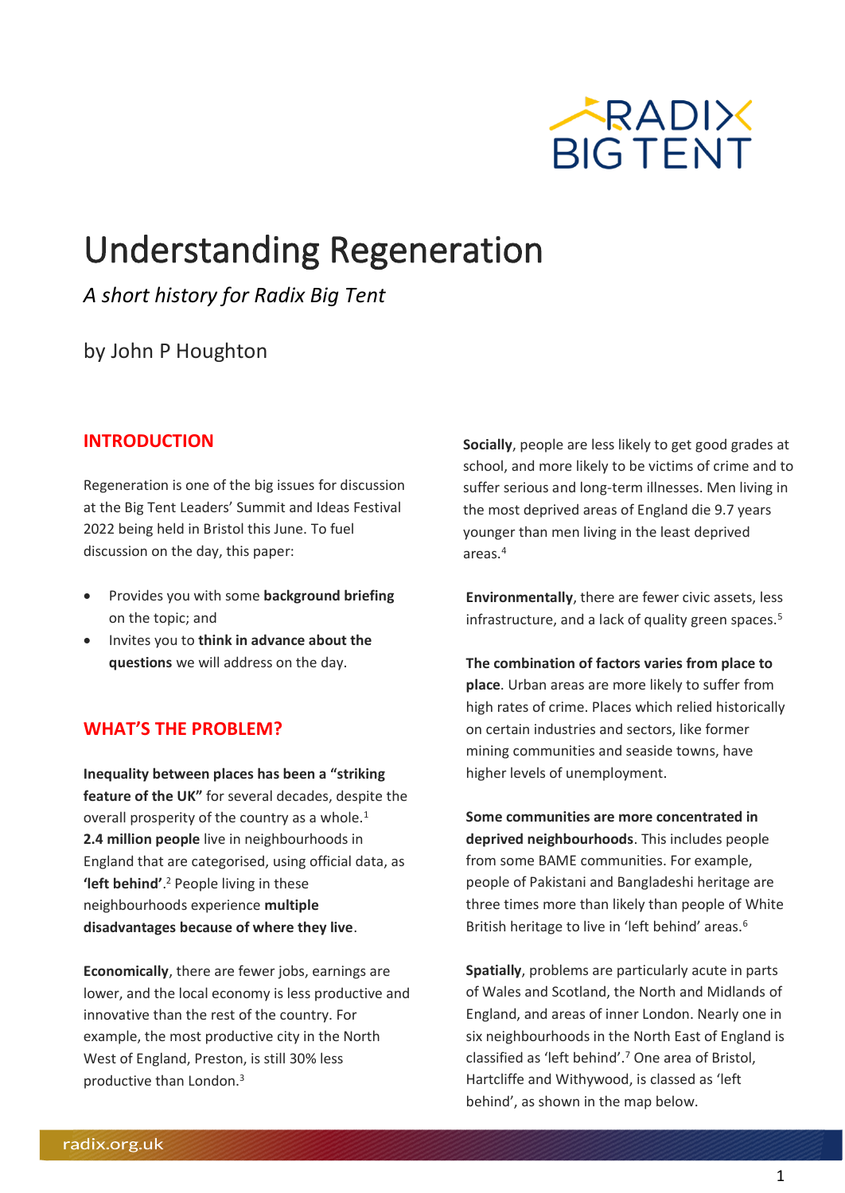# Understanding Regeneration

*A short history for Radix Big Tent*

by John P Houghton

## INTRODUCTION

Regeneration is one of the big issues for discussion at the Big Tent Leaders' Summit and Ideas Festival 2022 being held in Bristol this June. To fuel discussion on the day, this paper:

- Provides you with some **background briefing** on the topic; and
- Invites you to **think in advance about the questions** we will address on the day.

## WHAT'S THE PROBLEM?

**Inequality between places has been a "striking feature of the UK"** for several decades, despite the overall prosperity of the country as a whole.[1] **2.4 million people** live in neighbourhoods in England that are categorised, using official data, as **'left behind'**.[2] People living in these neighbourhoods experience **multiple disadvantages because of where they live**.

**Economically**, there are fewer jobs, earnings are lower, and the local economy is less productive and innovative than the rest of the country. For example, the most productive city in the North West of England, Preston, is still 30% less productive than London.[3]

**Socially**, people are less likely to get good grades at school, and more likely to be victims of crime and to suffer serious and long-term illnesses. Men living in the most deprived areas of England die 9.7 years younger than men living in the least deprived areas.[4]

**Environmentally**, there are fewer civic assets, less infrastructure, and a lack of quality green spaces.[5]

**The combination of factors varies from place to place**. Urban areas are more likely to suffer from high rates of crime. Places which relied historically on certain industries and sectors, like former mining communities and seaside towns, have higher levels of unemployment.

**Some communities are more concentrated in deprived neighbourhoods**. This includes people from some BAME communities. For example, people of Pakistani and Bangladeshi heritage are three times more than likely than people of White British heritage to live in 'left behind' areas.[6]

**Spatially**, problems are particularly acute in parts of Wales and Scotland, the North and Midlands of England, and areas of inner London. Nearly one in six neighbourhoods in the North East of England is classified as 'left behind'.[7] One area of Bristol, Hartcliffe and Withywood, is classed as 'left behind', as shown in the map below.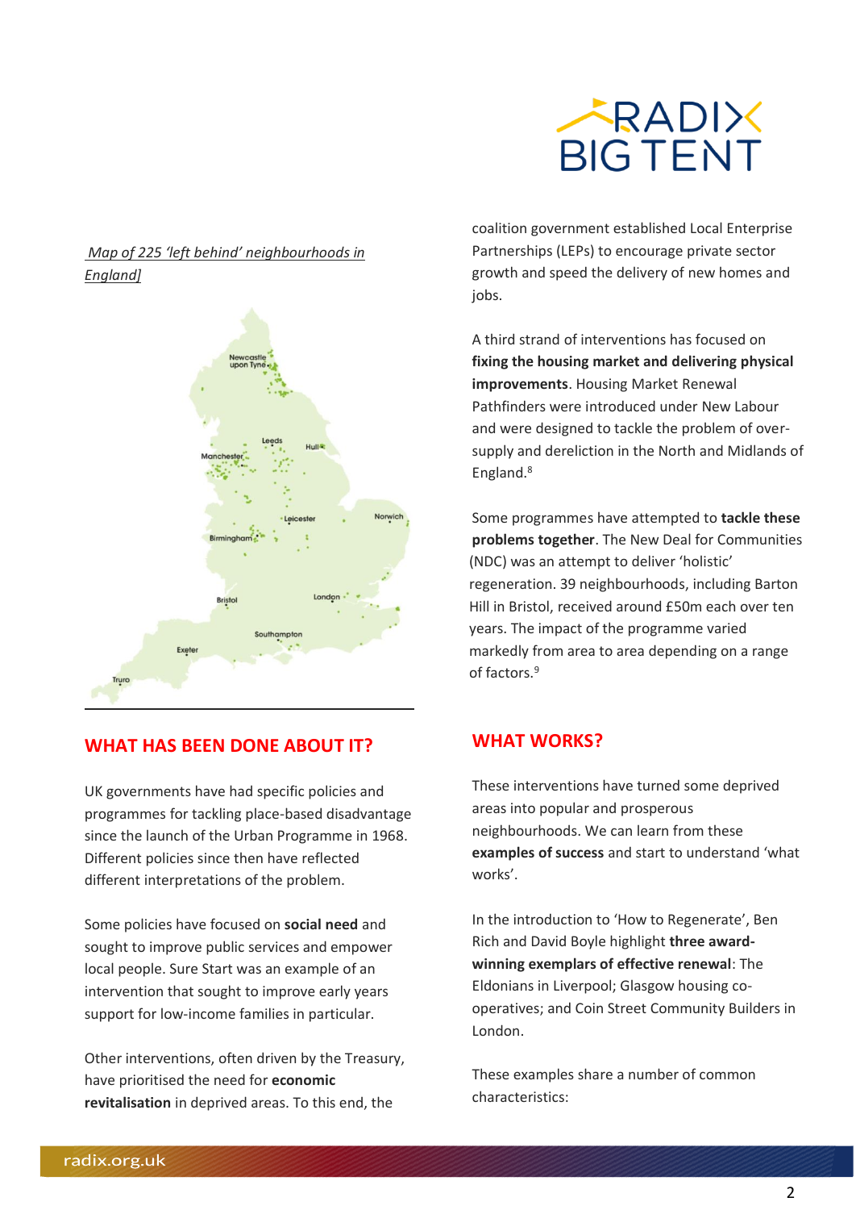Map of 225 'left behind' neighbourhoods in England]

## WHAT HAS BEEN DONE ABOUT IT?

UK governments have had specific policies and programmes for tackling place-based disadvantage since the launch of the Urban Programme in 1968. Different policies since then have reflected different interpretations of the problem.

Some policies have focused on **social need** and sought to improve public services and empower local people. Sure Start was an example of an intervention that sought to improve early years support for low-income families in particular.

Other interventions, often driven by the Treasury, have prioritised the need for **economic revitalisation** in deprived areas. To this end, the coalition government established Local Enterprise Partnerships (LEPs) to encourage private sector growth and speed the delivery of new homes and jobs.

A third strand of interventions has focused on **fixing the housing market and delivering physical improvements**. Housing Market Renewal Pathfinders were introduced under New Labour and were designed to tackle the problem of over-supply and dereliction in the North and Midlands of England.[8]

Some programmes have attempted to **tackle these problems together**. The New Deal for Communities (NDC) was an attempt to deliver 'holistic' regeneration. 39 neighbourhoods, including Barton Hill in Bristol, received around £50m each over ten years. The impact of the programme varied markedly from area to area depending on a range of factors.[9]

## WHAT WORKS?

These interventions have turned some deprived areas into popular and prosperous neighbourhoods. We can learn from these **examples of success** and start to understand 'what works'.

In the introduction to 'How to Regenerate', Ben Rich and David Boyle highlight **three award-winning exemplars of effective renewal**: The Eldonians in Liverpool; Glasgow housing co-operatives; and Coin Street Community Builders in London.

These examples share a number of common characteristics: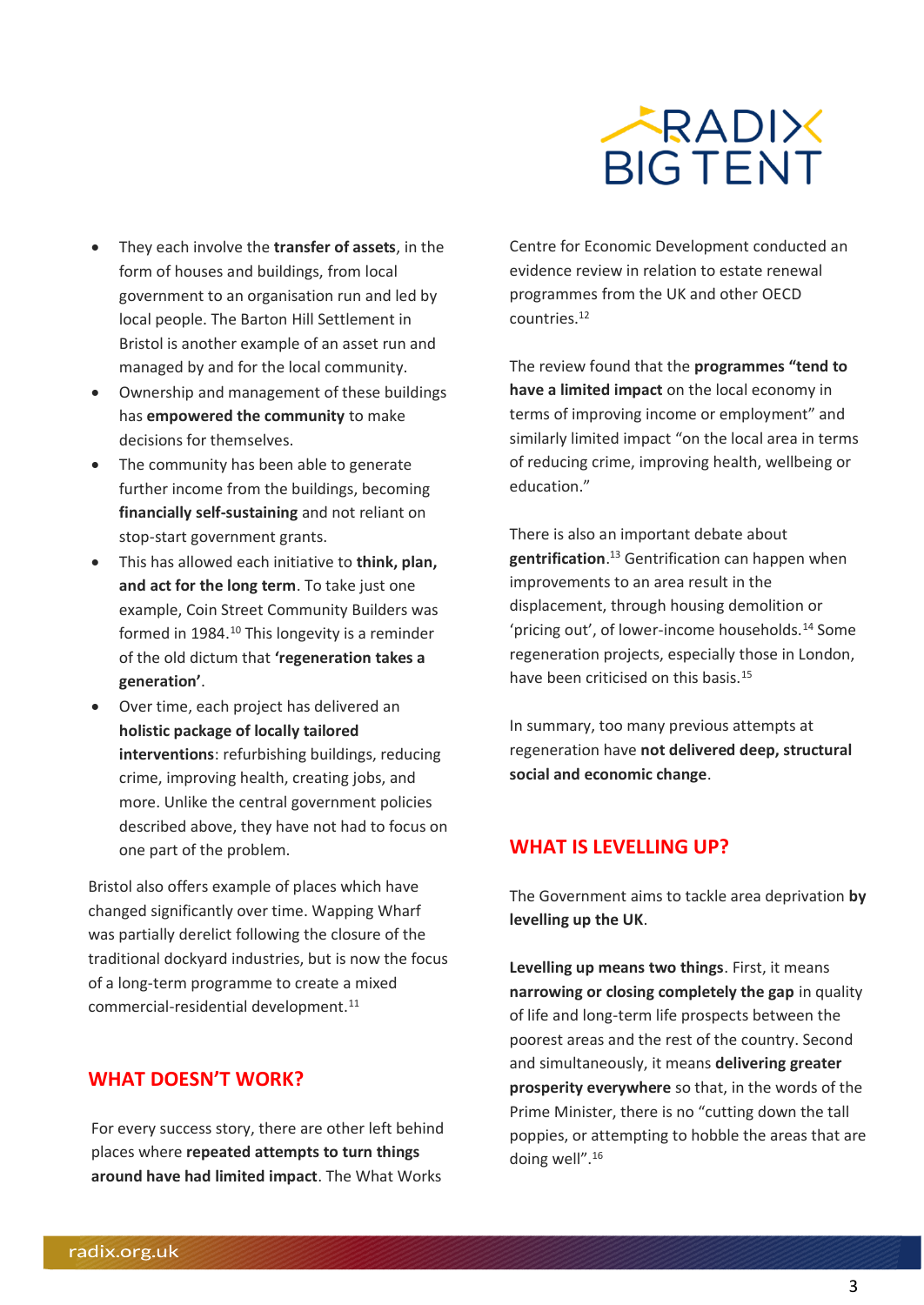- They each involve the **transfer of assets**, in the form of houses and buildings, from local government to an organisation run and led by local people. The Barton Hill Settlement in Bristol is another example of an asset run and managed by and for the local community.
- Ownership and management of these buildings has **empowered the community** to make decisions for themselves.
- The community has been able to generate further income from the buildings, becoming **financially self-sustaining** and not reliant on stop-start government grants.
- This has allowed each initiative to **think, plan, and act for the long term**. To take just one example, Coin Street Community Builders was formed in 1984.[10] This longevity is a reminder of the old dictum that **'regeneration takes a generation'**.
- Over time, each project has delivered an **holistic package of locally tailored interventions**: refurbishing buildings, reducing crime, improving health, creating jobs, and more. Unlike the central government policies described above, they have not had to focus on one part of the problem.

Bristol also offers example of places which have changed significantly over time. Wapping Wharf was partially derelict following the closure of the traditional dockyard industries, but is now the focus of a long-term programme to create a mixed commercial-residential development.[11]

## WHAT DOESN'T WORK?

For every success story, there are other left behind places where **repeated attempts to turn things around have had limited impact**. The What Works Centre for Economic Development conducted an evidence review in relation to estate renewal programmes from the UK and other OECD countries.[12]

The review found that the **programmes "tend to have a limited impact** on the local economy in terms of improving income or employment" and similarly limited impact "on the local area in terms of reducing crime, improving health, wellbeing or education."

There is also an important debate about **gentrification**.[13] Gentrification can happen when improvements to an area result in the displacement, through housing demolition or 'pricing out', of lower-income households.[14] Some regeneration projects, especially those in London, have been criticised on this basis.[15]

In summary, too many previous attempts at regeneration have **not delivered deep, structural social and economic change**.

## WHAT IS LEVELLING UP?

The Government aims to tackle area deprivation **by levelling up the UK**.

**Levelling up means two things**. First, it means **narrowing or closing completely the gap** in quality of life and long-term life prospects between the poorest areas and the rest of the country. Second and simultaneously, it means **delivering greater prosperity everywhere** so that, in the words of the Prime Minister, there is no "cutting down the tall poppies, or attempting to hobble the areas that are doing well".[16]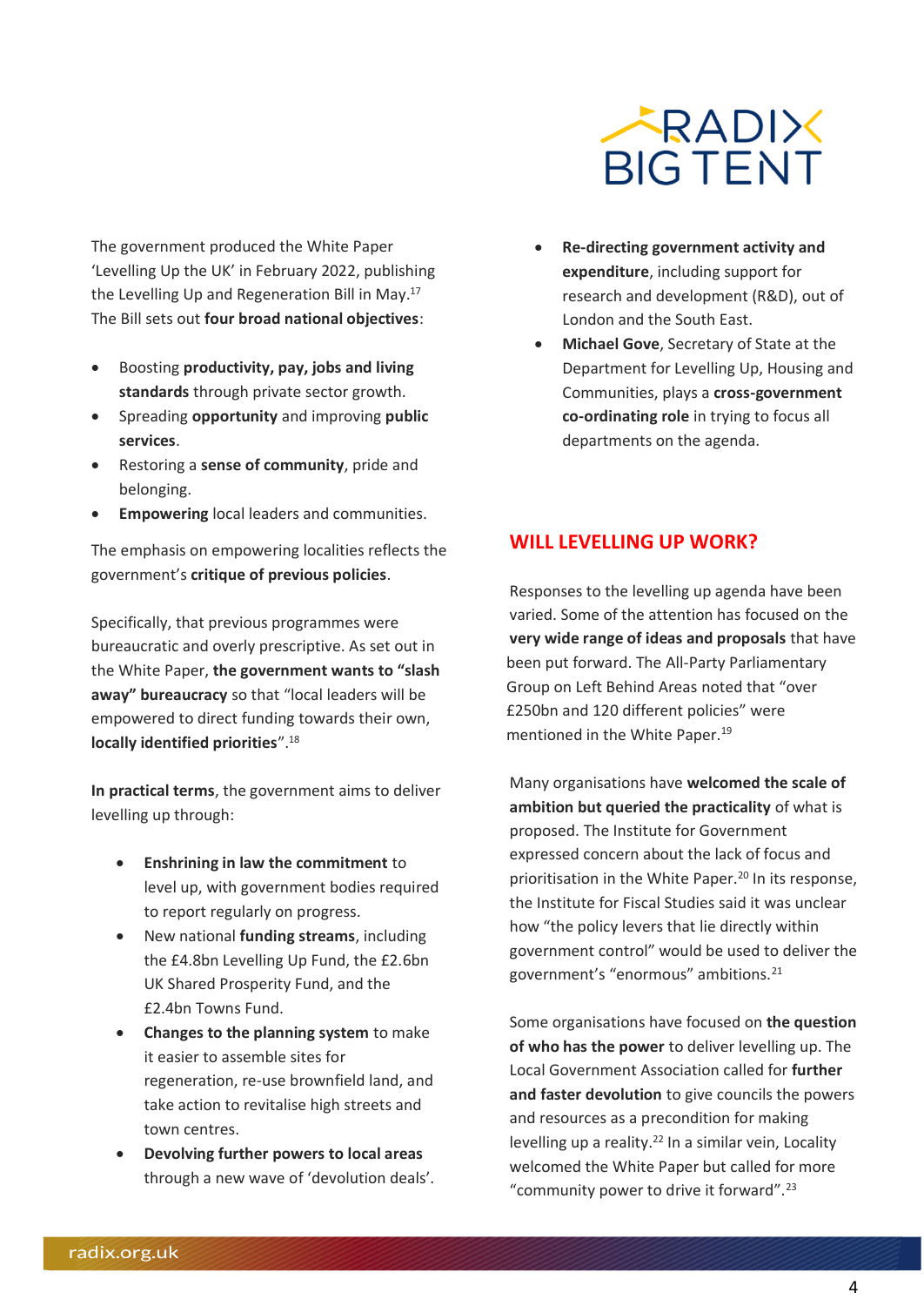The government produced the White Paper 'Levelling Up the UK' in February 2022, publishing the Levelling Up and Regeneration Bill in May.[17] The Bill sets out **four broad national objectives**:

- Boosting **productivity, pay, jobs and living standards** through private sector growth.
- Spreading **opportunity** and improving **public services**.
- Restoring a **sense of community**, pride and belonging.
- **Empowering** local leaders and communities.

The emphasis on empowering localities reflects the government's **critique of previous policies**.

Specifically, that previous programmes were bureaucratic and overly prescriptive. As set out in the White Paper, **the government wants to "slash away" bureaucracy** so that "local leaders will be empowered to direct funding towards their own, **locally identified priorities**".[18]

**In practical terms**, the government aims to deliver levelling up through:

- **Enshrining in law the commitment** to level up, with government bodies required to report regularly on progress.
- New national **funding streams**, including the £4.8bn Levelling Up Fund, the £2.6bn UK Shared Prosperity Fund, and the £2.4bn Towns Fund.
- **Changes to the planning system** to make it easier to assemble sites for regeneration, re-use brownfield land, and take action to revitalise high streets and town centres.
- **Devolving further powers to local areas** through a new wave of 'devolution deals'.
- **Re-directing government activity and expenditure**, including support for research and development (R&D), out of London and the South East.
- **Michael Gove**, Secretary of State at the Department for Levelling Up, Housing and Communities, plays a **cross-government co-ordinating role** in trying to focus all departments on the agenda.

## WILL LEVELLING UP WORK?

Responses to the levelling up agenda have been varied. Some of the attention has focused on the **very wide range of ideas and proposals** that have been put forward. The All-Party Parliamentary Group on Left Behind Areas noted that "over £250bn and 120 different policies" were mentioned in the White Paper.[19]

Many organisations have **welcomed the scale of ambition but queried the practicality** of what is proposed. The Institute for Government expressed concern about the lack of focus and prioritisation in the White Paper.[20] In its response, the Institute for Fiscal Studies said it was unclear how "the policy levers that lie directly within government control" would be used to deliver the government's "enormous" ambitions.[21]

Some organisations have focused on **the question of who has the power** to deliver levelling up. The Local Government Association called for **further and faster devolution** to give councils the powers and resources as a precondition for making levelling up a reality.[22] In a similar vein, Locality welcomed the White Paper but called for more "community power to drive it forward".[23]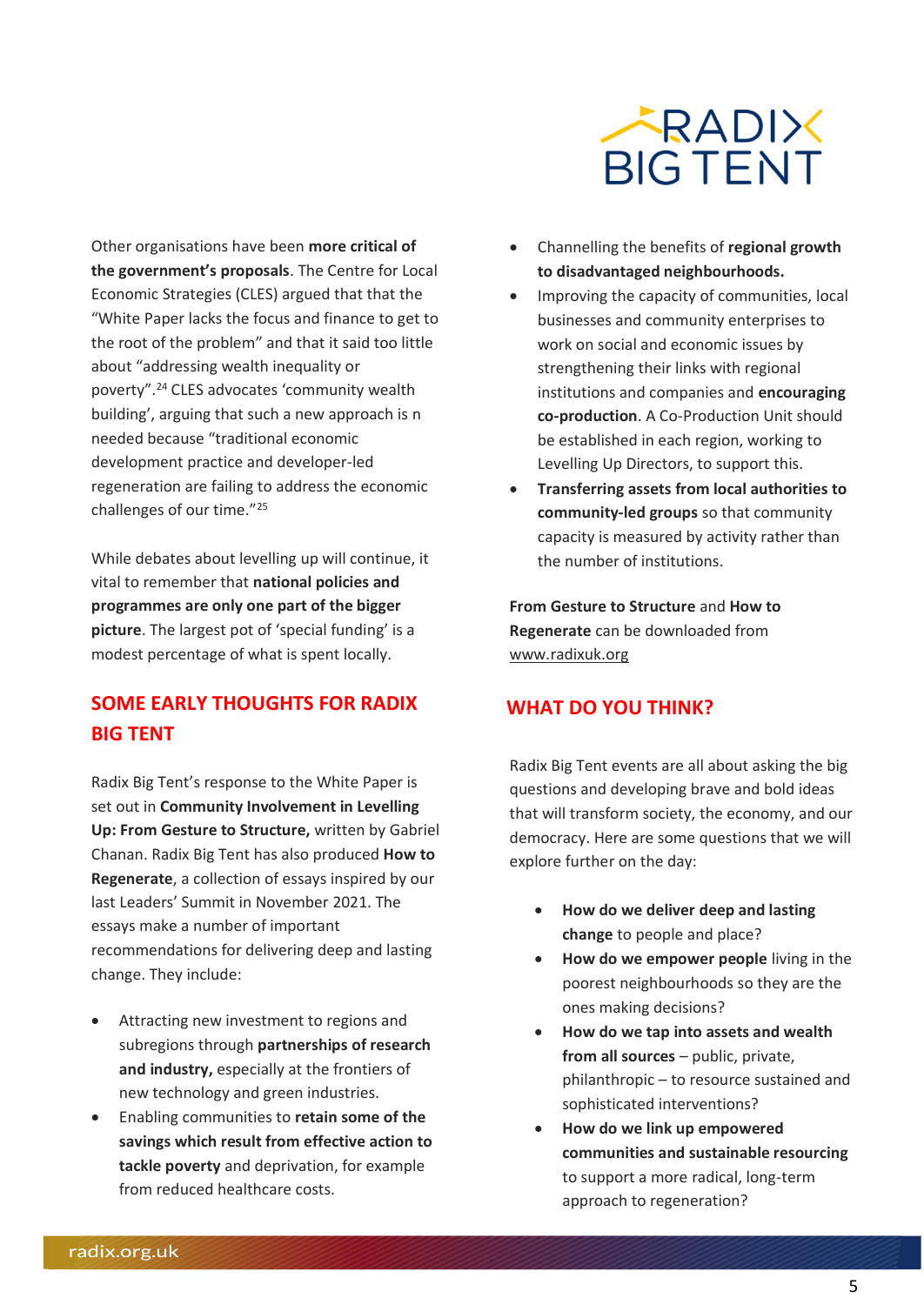Other organisations have been **more critical of the government's proposals**. The Centre for Local Economic Strategies (CLES) argued that the "White Paper lacks the focus and finance to get to the root of the problem" and that it said too little about "addressing wealth inequality or poverty".[24] CLES advocates 'community wealth building', arguing that such a new approach is n needed because "traditional economic development practice and developer-led regeneration are failing to address the economic challenges of our time."[25]

While debates about levelling up will continue, it vital to remember that **national policies and programmes are only one part of the bigger picture**. The largest pot of 'special funding' is a modest percentage of what is spent locally.

## SOME EARLY THOUGHTS FOR RADIX BIG TENT

Radix Big Tent's response to the White Paper is set out in **Community Involvement in Levelling Up: From Gesture to Structure,** written by Gabriel Chanan. Radix Big Tent has also produced **How to Regenerate**, a collection of essays inspired by our last Leaders' Summit in November 2021. The essays make a number of important recommendations for delivering deep and lasting change. They include:

- Attracting new investment to regions and subregions through **partnerships of research and industry,** especially at the frontiers of new technology and green industries.
- Enabling communities to **retain some of the savings which result from effective action to tackle poverty** and deprivation, for example from reduced healthcare costs.
- Channelling the benefits of **regional growth to disadvantaged neighbourhoods.**
- Improving the capacity of communities, local businesses and community enterprises to work on social and economic issues by strengthening their links with regional institutions and companies and **encouraging co-production**. A Co-Production Unit should be established in each region, working to Levelling Up Directors, to support this.
- **Transferring assets from local authorities to community-led groups** so that community capacity is measured by activity rather than the number of institutions.

**From Gesture to Structure** and **How to Regenerate** can be downloaded from www.radixuk.org

## WHAT DO YOU THINK?

Radix Big Tent events are all about asking the big questions and developing brave and bold ideas that will transform society, the economy, and our democracy. Here are some questions that we will explore further on the day:

- **How do we deliver deep and lasting change** to people and place?
- **How do we empower people** living in the poorest neighbourhoods so they are the ones making decisions?
- **How do we tap into assets and wealth from all sources** – public, private, philanthropic – to resource sustained and sophisticated interventions?
- **How do we link up empowered communities and sustainable resourcing** to support a more radical, long-term approach to regeneration?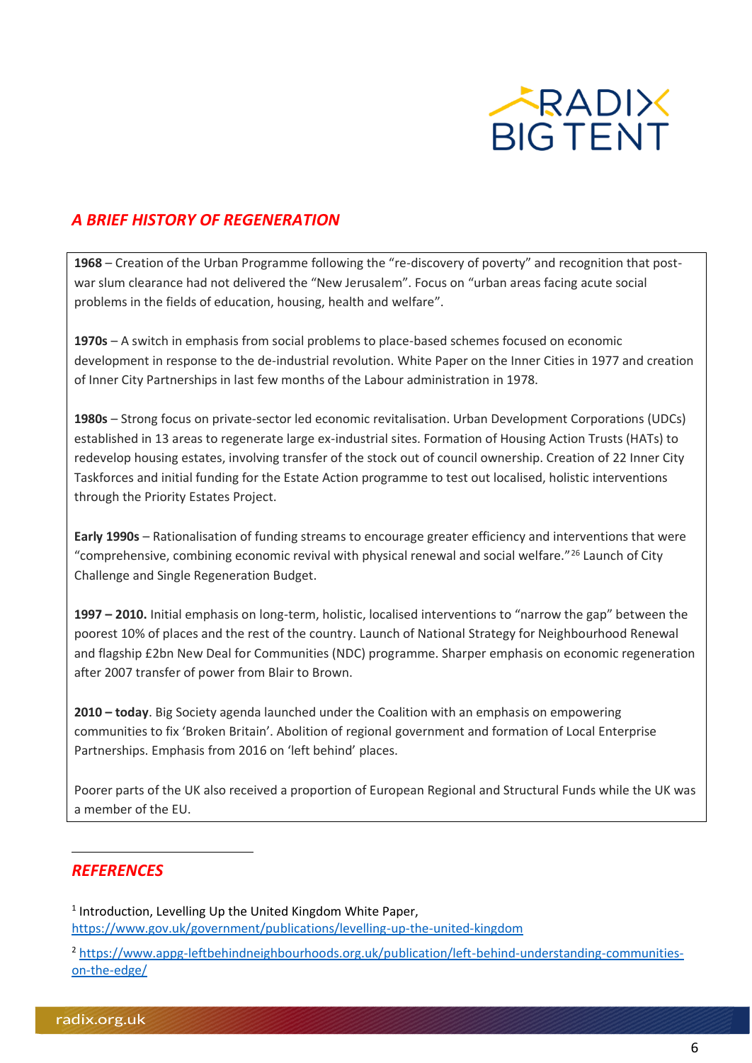## *A BRIEF HISTORY OF REGENERATION*

**1968** – Creation of the Urban Programme following the "re-discovery of poverty" and recognition that post-war slum clearance had not delivered the "New Jerusalem". Focus on "urban areas facing acute social problems in the fields of education, housing, health and welfare".

**1970s** – A switch in emphasis from social problems to place-based schemes focused on economic development in response to the de-industrial revolution. White Paper on the Inner Cities in 1977 and creation of Inner City Partnerships in last few months of the Labour administration in 1978.

**1980s** – Strong focus on private-sector led economic revitalisation. Urban Development Corporations (UDCs) established in 13 areas to regenerate large ex-industrial sites. Formation of Housing Action Trusts (HATs) to redevelop housing estates, involving transfer of the stock out of council ownership. Creation of 22 Inner City Taskforces and initial funding for the Estate Action programme to test out localised, holistic interventions through the Priority Estates Project.

**Early 1990s** – Rationalisation of funding streams to encourage greater efficiency and interventions that were "comprehensive, combining economic revival with physical renewal and social welfare."[26] Launch of City Challenge and Single Regeneration Budget.

**1997 – 2010.** Initial emphasis on long-term, holistic, localised interventions to "narrow the gap" between the poorest 10% of places and the rest of the country. Launch of National Strategy for Neighbourhood Renewal and flagship £2bn New Deal for Communities (NDC) programme. Sharper emphasis on economic regeneration after 2007 transfer of power from Blair to Brown.

**2010 – today**. Big Society agenda launched under the Coalition with an emphasis on empowering communities to fix 'Broken Britain'. Abolition of regional government and formation of Local Enterprise Partnerships. Emphasis from 2016 on 'left behind' places.

Poorer parts of the UK also received a proportion of European Regional and Structural Funds while the UK was a member of the EU.

---

## *REFERENCES*

[1] Introduction, Levelling Up the United Kingdom White Paper, https://www.gov.uk/government/publications/levelling-up-the-united-kingdom

[2] https://www.appg-leftbehindneighbourhoods.org.uk/publication/left-behind-understanding-communities-on-the-edge/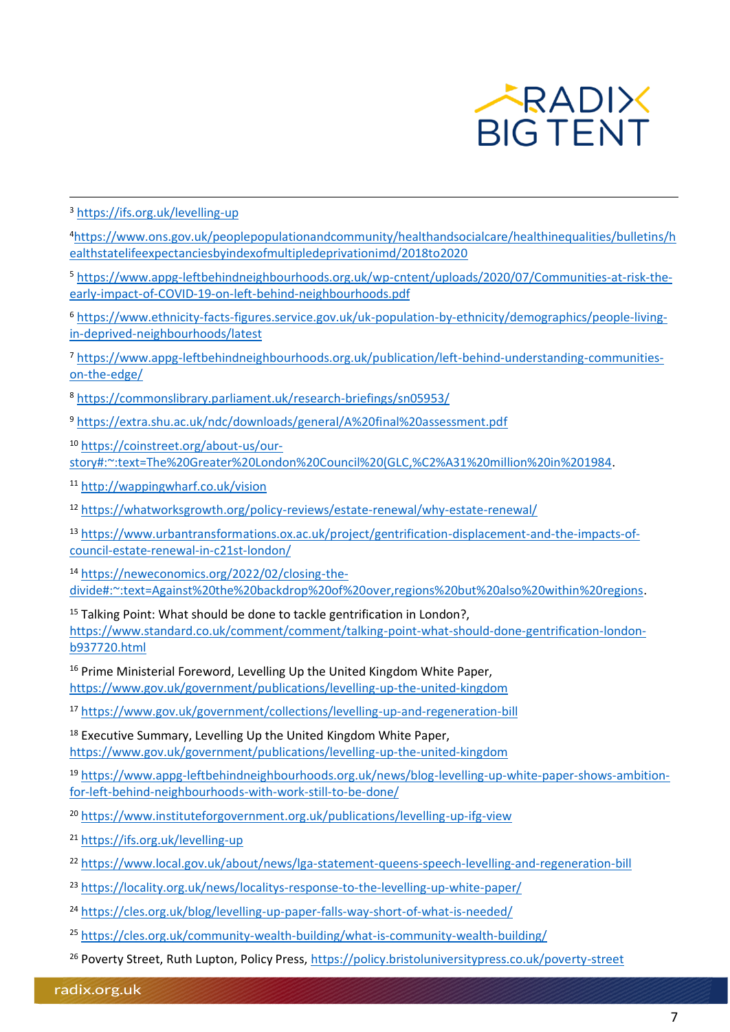[3] https://ifs.org.uk/levelling-up

[4] https://www.ons.gov.uk/peoplepopulationandcommunity/healthandsocialcare/healthinequalities/bulletins/healthstatelifeexpectanciesbyindexofmultipledeprivationimd/2018to2020

[5] https://www.appg-leftbehindneighbourhoods.org.uk/wp-cntent/uploads/2020/07/Communities-at-risk-the-early-impact-of-COVID-19-on-left-behind-neighbourhoods.pdf

[6] https://www.ethnicity-facts-figures.service.gov.uk/uk-population-by-ethnicity/demographics/people-living-in-deprived-neighbourhoods/latest

[7] https://www.appg-leftbehindneighbourhoods.org.uk/publication/left-behind-understanding-communities-on-the-edge/

[8] https://commonslibrary.parliament.uk/research-briefings/sn05953/

[9] https://extra.shu.ac.uk/ndc/downloads/general/A%20final%20assessment.pdf

[10] https://coinstreet.org/about-us/our-story#:~:text=The%20Greater%20London%20Council%20(GLC,%C2%A31%20million%20in%201984.

[11] http://wappingwharf.co.uk/vision

[12] https://whatworksgrowth.org/policy-reviews/estate-renewal/why-estate-renewal/

[13] https://www.urbantransformations.ox.ac.uk/project/gentrification-displacement-and-the-impacts-of-council-estate-renewal-in-c21st-london/

[14] https://neweconomics.org/2022/02/closing-the-divide#:~:text=Against%20the%20backdrop%20of%20over,regions%20but%20also%20within%20regions.

[15] Talking Point: What should be done to tackle gentrification in London?, https://www.standard.co.uk/comment/comment/talking-point-what-should-done-gentrification-london-b937720.html

[16] Prime Ministerial Foreword, Levelling Up the United Kingdom White Paper, https://www.gov.uk/government/publications/levelling-up-the-united-kingdom

[17] https://www.gov.uk/government/collections/levelling-up-and-regeneration-bill

[18] Executive Summary, Levelling Up the United Kingdom White Paper, https://www.gov.uk/government/publications/levelling-up-the-united-kingdom

[19] https://www.appg-leftbehindneighbourhoods.org.uk/news/blog-levelling-up-white-paper-shows-ambition-for-left-behind-neighbourhoods-with-work-still-to-be-done/

[20] https://www.instituteforgovernment.org.uk/publications/levelling-up-ifg-view

[21] https://ifs.org.uk/levelling-up

[22] https://www.local.gov.uk/about/news/lga-statement-queens-speech-levelling-and-regeneration-bill

[23] https://locality.org.uk/news/localitys-response-to-the-levelling-up-white-paper/

[24] https://cles.org.uk/blog/levelling-up-paper-falls-way-short-of-what-is-needed/

[25] https://cles.org.uk/community-wealth-building/what-is-community-wealth-building/

[26] Poverty Street, Ruth Lupton, Policy Press, https://policy.bristoluniversitypress.co.uk/poverty-street